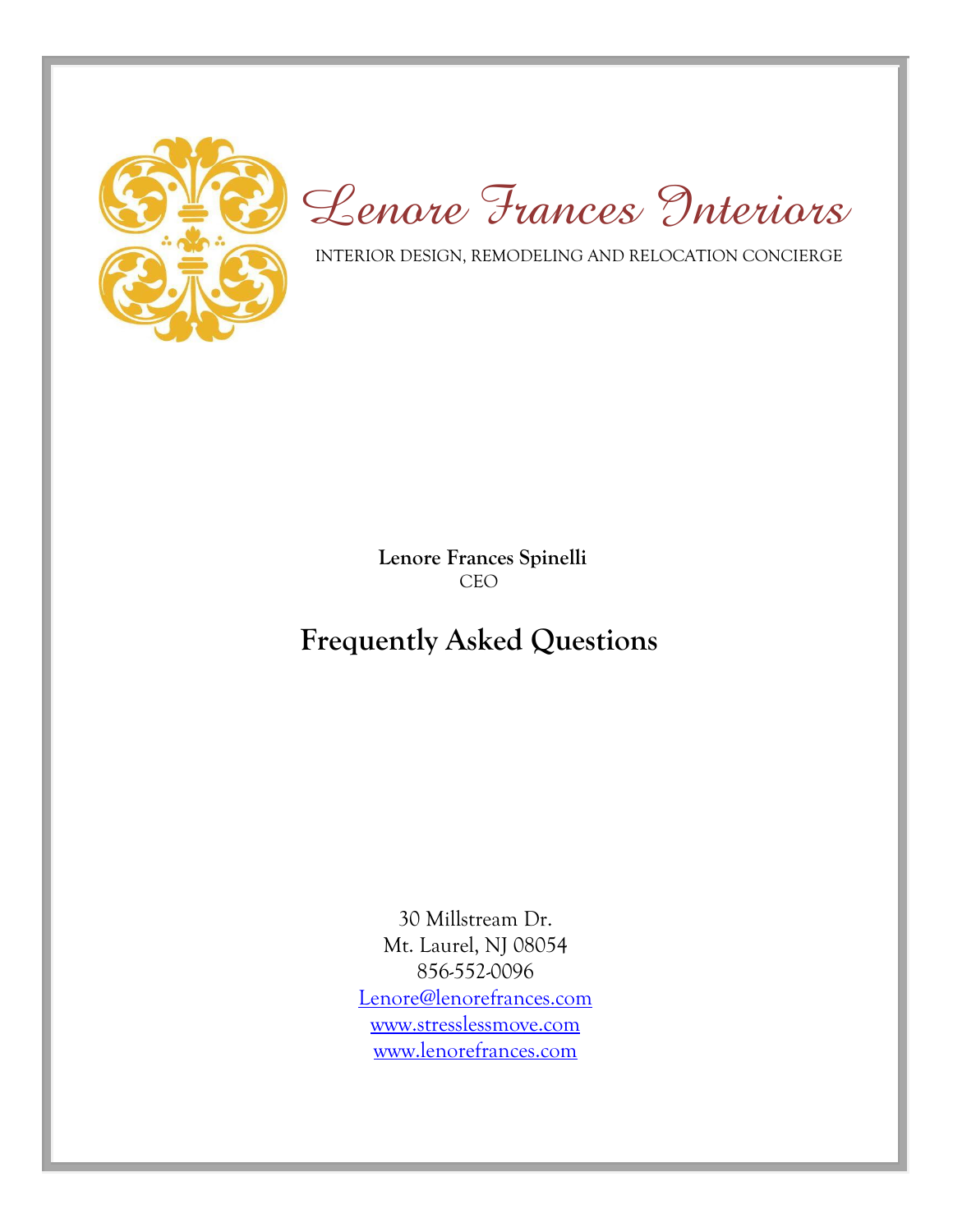# Lenore Frances Interiors

INTERIOR DESIGN, REMODELING AND RELOCATION CONCIERGE

**Lenore Frances Spinelli**
CEO

## Frequently Asked Questions

30 Millstream Dr.
Mt. Laurel, NJ 08054
856-552-0096
Lenore@lenorefrances.com
www.stresslessmove.com
www.lenorefrances.com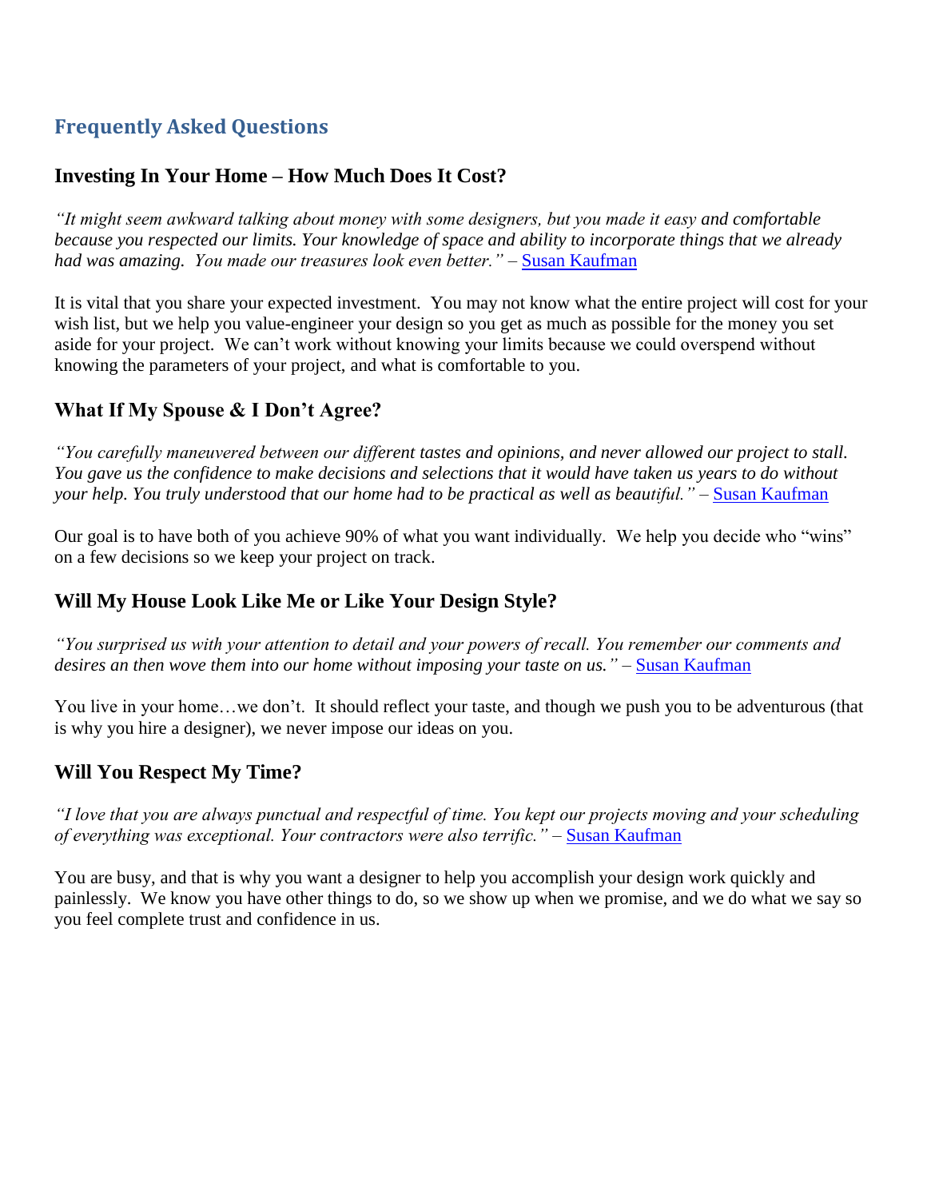## Frequently Asked Questions

### Investing In Your Home – How Much Does It Cost?

*"It might seem awkward talking about money with some designers, but you made it easy and comfortable because you respected our limits. Your knowledge of space and ability to incorporate things that we already had was amazing. You made our treasures look even better."* – Susan Kaufman

It is vital that you share your expected investment. You may not know what the entire project will cost for your wish list, but we help you value-engineer your design so you get as much as possible for the money you set aside for your project. We can't work without knowing your limits because we could overspend without knowing the parameters of your project, and what is comfortable to you.

### What If My Spouse & I Don't Agree?

*"You carefully maneuvered between our different tastes and opinions, and never allowed our project to stall. You gave us the confidence to make decisions and selections that it would have taken us years to do without your help. You truly understood that our home had to be practical as well as beautiful."* – Susan Kaufman

Our goal is to have both of you achieve 90% of what you want individually. We help you decide who "wins" on a few decisions so we keep your project on track.

### Will My House Look Like Me or Like Your Design Style?

*"You surprised us with your attention to detail and your powers of recall. You remember our comments and desires an then wove them into our home without imposing your taste on us."* – Susan Kaufman

You live in your home…we don't. It should reflect your taste, and though we push you to be adventurous (that is why you hire a designer), we never impose our ideas on you.

### Will You Respect My Time?

*"I love that you are always punctual and respectful of time. You kept our projects moving and your scheduling of everything was exceptional. Your contractors were also terrific."* – Susan Kaufman

You are busy, and that is why you want a designer to help you accomplish your design work quickly and painlessly. We know you have other things to do, so we show up when we promise, and we do what we say so you feel complete trust and confidence in us.